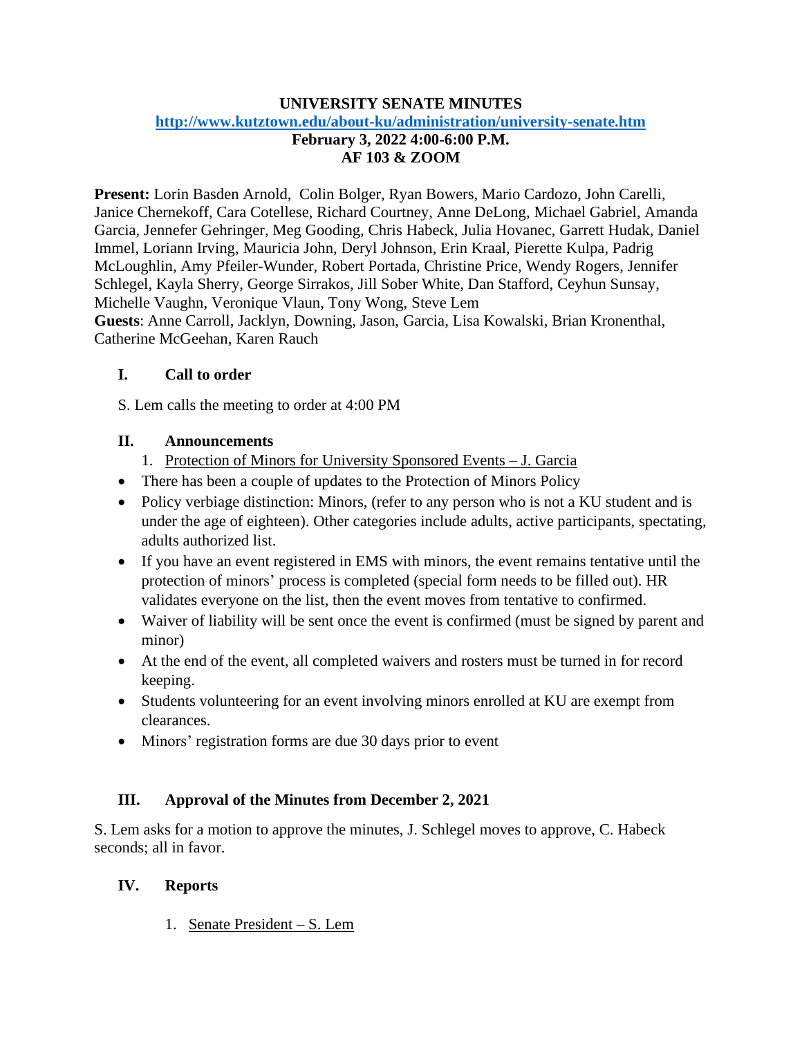# UNIVERSITY SENATE MINUTES

**http://www.kutztown.edu/about-ku/administration/university-senate.htm**

**February 3, 2022 4:00-6:00 P.M.**

**AF 103 & ZOOM**

**Present:** Lorin Basden Arnold, Colin Bolger, Ryan Bowers, Mario Cardozo, John Carelli, Janice Chernekoff, Cara Cotellese, Richard Courtney, Anne DeLong, Michael Gabriel, Amanda Garcia, Jennefer Gehringer, Meg Gooding, Chris Habeck, Julia Hovanec, Garrett Hudak, Daniel Immel, Loriann Irving, Mauricia John, Deryl Johnson, Erin Kraal, Pierette Kulpa, Padrig McLoughlin, Amy Pfeiler-Wunder, Robert Portada, Christine Price, Wendy Rogers, Jennifer Schlegel, Kayla Sherry, George Sirrakos, Jill Sober White, Dan Stafford, Ceyhun Sunsay, Michelle Vaughn, Veronique Vlaun, Tony Wong, Steve Lem

**Guests**: Anne Carroll, Jacklyn, Downing, Jason, Garcia, Lisa Kowalski, Brian Kronenthal, Catherine McGeehan, Karen Rauch

## I. Call to order

S. Lem calls the meeting to order at 4:00 PM

## II. Announcements

1. Protection of Minors for University Sponsored Events – J. Garcia

- There has been a couple of updates to the Protection of Minors Policy
- Policy verbiage distinction: Minors, (refer to any person who is not a KU student and is under the age of eighteen). Other categories include adults, active participants, spectating, adults authorized list.
- If you have an event registered in EMS with minors, the event remains tentative until the protection of minors' process is completed (special form needs to be filled out). HR validates everyone on the list, then the event moves from tentative to confirmed.
- Waiver of liability will be sent once the event is confirmed (must be signed by parent and minor)
- At the end of the event, all completed waivers and rosters must be turned in for record keeping.
- Students volunteering for an event involving minors enrolled at KU are exempt from clearances.
- Minors' registration forms are due 30 days prior to event

## III. Approval of the Minutes from December 2, 2021

S. Lem asks for a motion to approve the minutes, J. Schlegel moves to approve, C. Habeck seconds; all in favor.

## IV. Reports

1. Senate President – S. Lem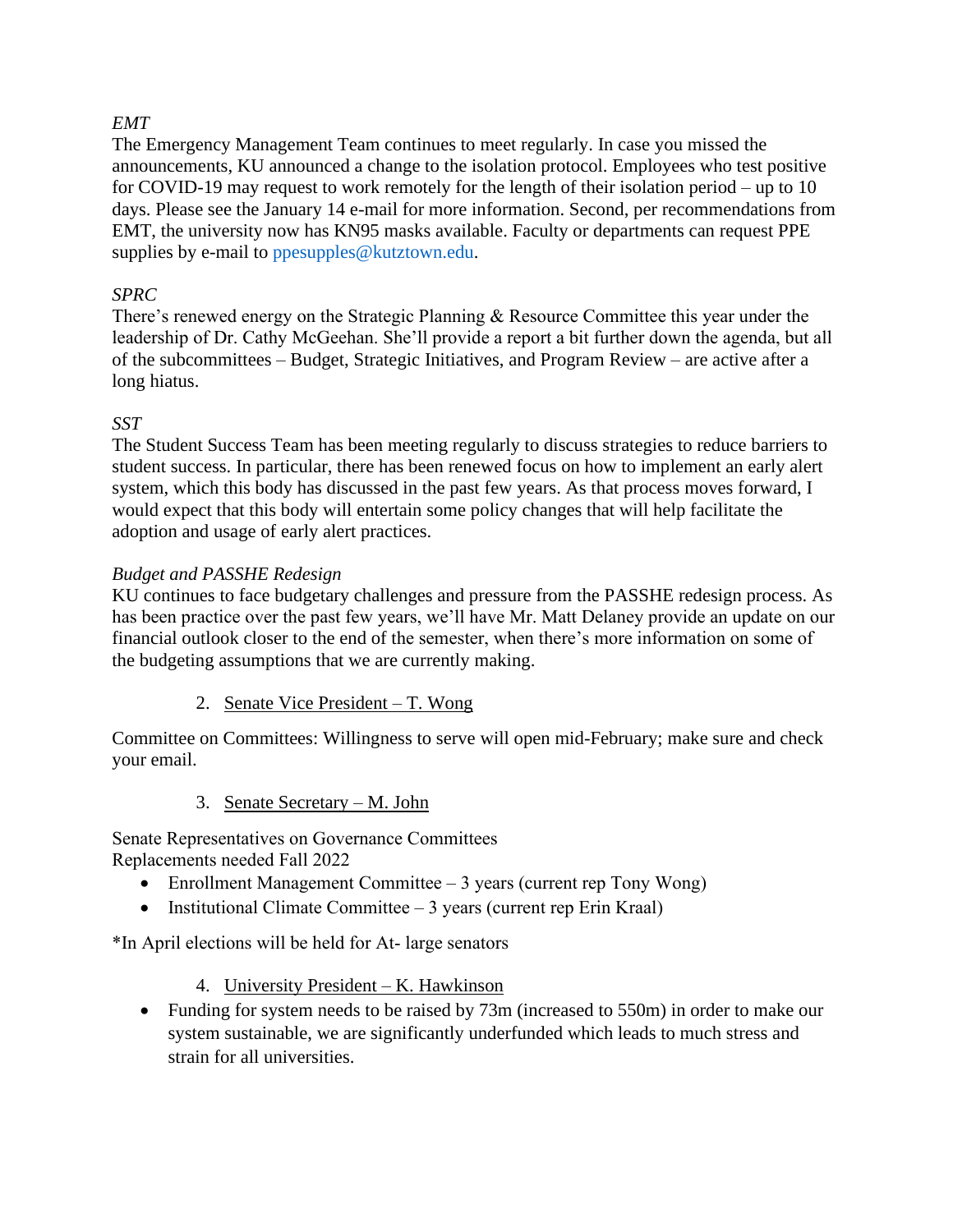*EMT*

The Emergency Management Team continues to meet regularly. In case you missed the announcements, KU announced a change to the isolation protocol. Employees who test positive for COVID-19 may request to work remotely for the length of their isolation period – up to 10 days. Please see the January 14 e-mail for more information. Second, per recommendations from EMT, the university now has KN95 masks available. Faculty or departments can request PPE supplies by e-mail to ppesupples@kutztown.edu.

*SPRC*

There's renewed energy on the Strategic Planning & Resource Committee this year under the leadership of Dr. Cathy McGeehan. She'll provide a report a bit further down the agenda, but all of the subcommittees – Budget, Strategic Initiatives, and Program Review – are active after a long hiatus.

*SST*

The Student Success Team has been meeting regularly to discuss strategies to reduce barriers to student success. In particular, there has been renewed focus on how to implement an early alert system, which this body has discussed in the past few years. As that process moves forward, I would expect that this body will entertain some policy changes that will help facilitate the adoption and usage of early alert practices.

*Budget and PASSHE Redesign*

KU continues to face budgetary challenges and pressure from the PASSHE redesign process. As has been practice over the past few years, we'll have Mr. Matt Delaney provide an update on our financial outlook closer to the end of the semester, when there's more information on some of the budgeting assumptions that we are currently making.

2. Senate Vice President – T. Wong

Committee on Committees: Willingness to serve will open mid-February; make sure and check your email.

3. Senate Secretary – M. John

Senate Representatives on Governance Committees
Replacements needed Fall 2022

- Enrollment Management Committee – 3 years (current rep Tony Wong)
- Institutional Climate Committee – 3 years (current rep Erin Kraal)

*In April elections will be held for At- large senators

4. University President – K. Hawkinson

- Funding for system needs to be raised by 73m (increased to 550m) in order to make our system sustainable, we are significantly underfunded which leads to much stress and strain for all universities.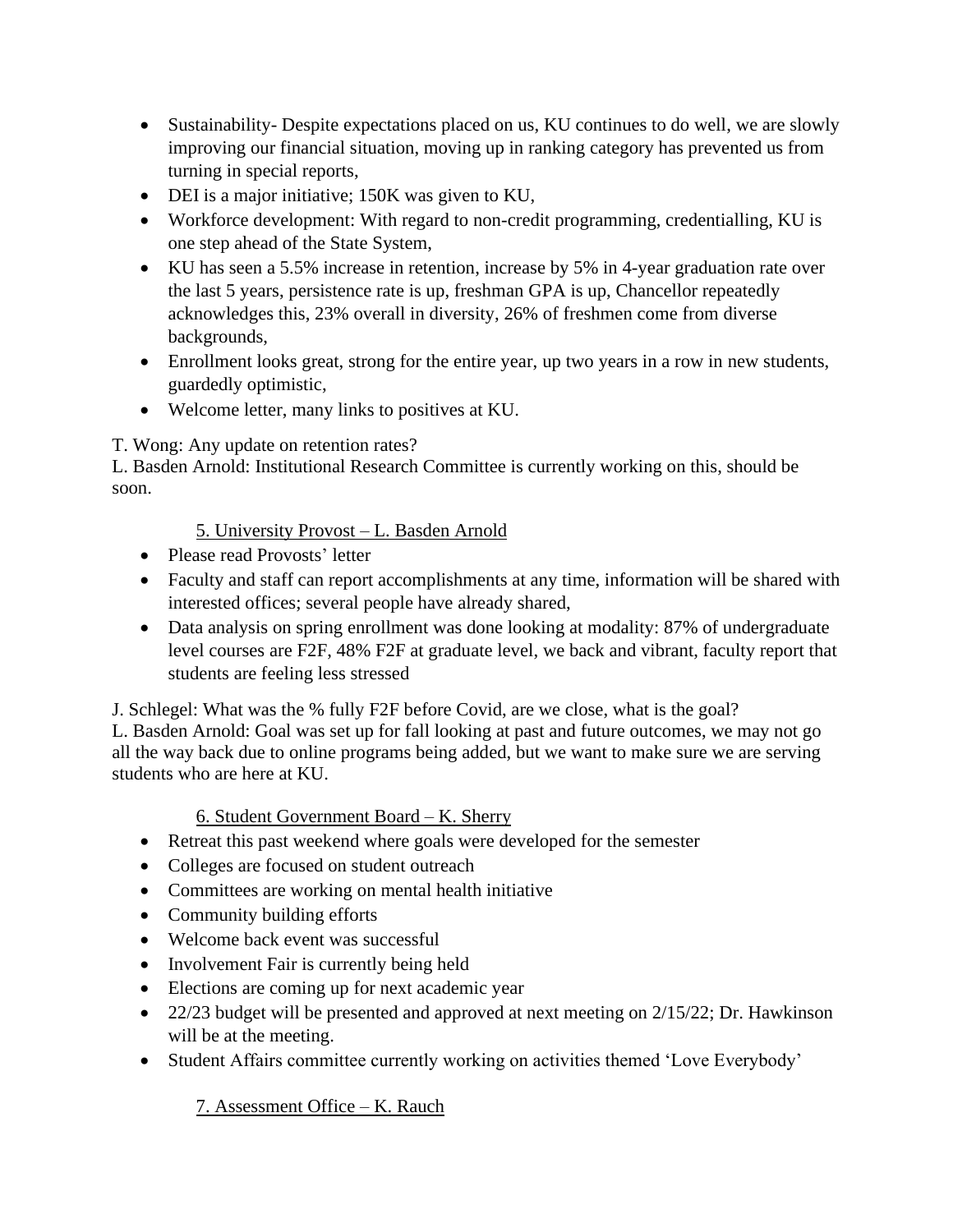- Sustainability- Despite expectations placed on us, KU continues to do well, we are slowly improving our financial situation, moving up in ranking category has prevented us from turning in special reports,
- DEI is a major initiative; 150K was given to KU,
- Workforce development: With regard to non-credit programming, credentialling, KU is one step ahead of the State System,
- KU has seen a 5.5% increase in retention, increase by 5% in 4-year graduation rate over the last 5 years, persistence rate is up, freshman GPA is up, Chancellor repeatedly acknowledges this, 23% overall in diversity, 26% of freshmen come from diverse backgrounds,
- Enrollment looks great, strong for the entire year, up two years in a row in new students, guardedly optimistic,
- Welcome letter, many links to positives at KU.

T. Wong: Any update on retention rates?
L. Basden Arnold: Institutional Research Committee is currently working on this, should be soon.

<u>5. University Provost – L. Basden Arnold</u>

- Please read Provosts' letter
- Faculty and staff can report accomplishments at any time, information will be shared with interested offices; several people have already shared,
- Data analysis on spring enrollment was done looking at modality: 87% of undergraduate level courses are F2F, 48% F2F at graduate level, we back and vibrant, faculty report that students are feeling less stressed

J. Schlegel: What was the % fully F2F before Covid, are we close, what is the goal?
L. Basden Arnold: Goal was set up for fall looking at past and future outcomes, we may not go all the way back due to online programs being added, but we want to make sure we are serving students who are here at KU.

<u>6. Student Government Board – K. Sherry</u>

- Retreat this past weekend where goals were developed for the semester
- Colleges are focused on student outreach
- Committees are working on mental health initiative
- Community building efforts
- Welcome back event was successful
- Involvement Fair is currently being held
- Elections are coming up for next academic year
- 22/23 budget will be presented and approved at next meeting on 2/15/22; Dr. Hawkinson will be at the meeting.
- Student Affairs committee currently working on activities themed 'Love Everybody'

<u>7. Assessment Office – K. Rauch</u>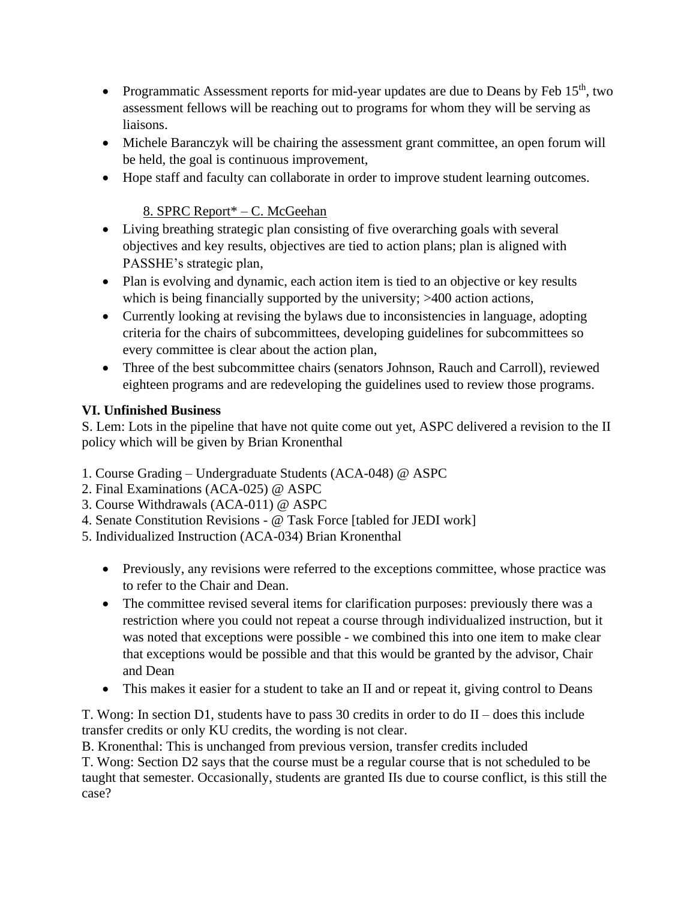- Programmatic Assessment reports for mid-year updates are due to Deans by Feb 15th, two assessment fellows will be reaching out to programs for whom they will be serving as liaisons.
- Michele Baranczyk will be chairing the assessment grant committee, an open forum will be held, the goal is continuous improvement,
- Hope staff and faculty can collaborate in order to improve student learning outcomes.

8. SPRC Report* – C. McGeehan

- Living breathing strategic plan consisting of five overarching goals with several objectives and key results, objectives are tied to action plans; plan is aligned with PASSHE's strategic plan,
- Plan is evolving and dynamic, each action item is tied to an objective or key results which is being financially supported by the university; >400 action actions,
- Currently looking at revising the bylaws due to inconsistencies in language, adopting criteria for the chairs of subcommittees, developing guidelines for subcommittees so every committee is clear about the action plan,
- Three of the best subcommittee chairs (senators Johnson, Rauch and Carroll), reviewed eighteen programs and are redeveloping the guidelines used to review those programs.

**VI. Unfinished Business**

S. Lem: Lots in the pipeline that have not quite come out yet, ASPC delivered a revision to the II policy which will be given by Brian Kronenthal

1. Course Grading – Undergraduate Students (ACA-048) @ ASPC
2. Final Examinations (ACA-025) @ ASPC
3. Course Withdrawals (ACA-011) @ ASPC
4. Senate Constitution Revisions - @ Task Force [tabled for JEDI work]
5. Individualized Instruction (ACA-034) Brian Kronenthal

- Previously, any revisions were referred to the exceptions committee, whose practice was to refer to the Chair and Dean.
- The committee revised several items for clarification purposes: previously there was a restriction where you could not repeat a course through individualized instruction, but it was noted that exceptions were possible - we combined this into one item to make clear that exceptions would be possible and that this would be granted by the advisor, Chair and Dean
- This makes it easier for a student to take an II and or repeat it, giving control to Deans

T. Wong: In section D1, students have to pass 30 credits in order to do II – does this include transfer credits or only KU credits, the wording is not clear.

B. Kronenthal: This is unchanged from previous version, transfer credits included

T. Wong: Section D2 says that the course must be a regular course that is not scheduled to be taught that semester. Occasionally, students are granted IIs due to course conflict, is this still the case?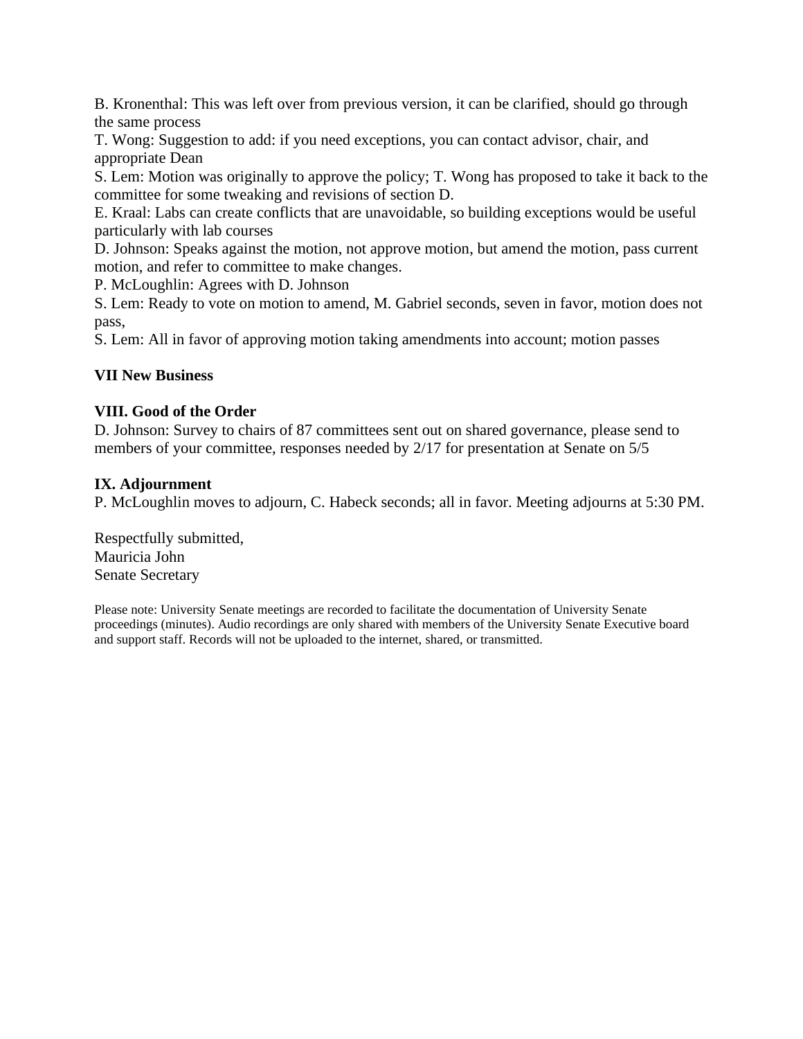B. Kronenthal: This was left over from previous version, it can be clarified, should go through the same process

T. Wong: Suggestion to add: if you need exceptions, you can contact advisor, chair, and appropriate Dean

S. Lem: Motion was originally to approve the policy; T. Wong has proposed to take it back to the committee for some tweaking and revisions of section D.

E. Kraal: Labs can create conflicts that are unavoidable, so building exceptions would be useful particularly with lab courses

D. Johnson: Speaks against the motion, not approve motion, but amend the motion, pass current motion, and refer to committee to make changes.

P. McLoughlin: Agrees with D. Johnson

S. Lem: Ready to vote on motion to amend, M. Gabriel seconds, seven in favor, motion does not pass,

S. Lem: All in favor of approving motion taking amendments into account; motion passes

**VII New Business**

**VIII. Good of the Order**

D. Johnson: Survey to chairs of 87 committees sent out on shared governance, please send to members of your committee, responses needed by 2/17 for presentation at Senate on 5/5

**IX. Adjournment**

P. McLoughlin moves to adjourn, C. Habeck seconds; all in favor. Meeting adjourns at 5:30 PM.

Respectfully submitted,
Mauricia John
Senate Secretary

Please note: University Senate meetings are recorded to facilitate the documentation of University Senate proceedings (minutes). Audio recordings are only shared with members of the University Senate Executive board and support staff. Records will not be uploaded to the internet, shared, or transmitted.